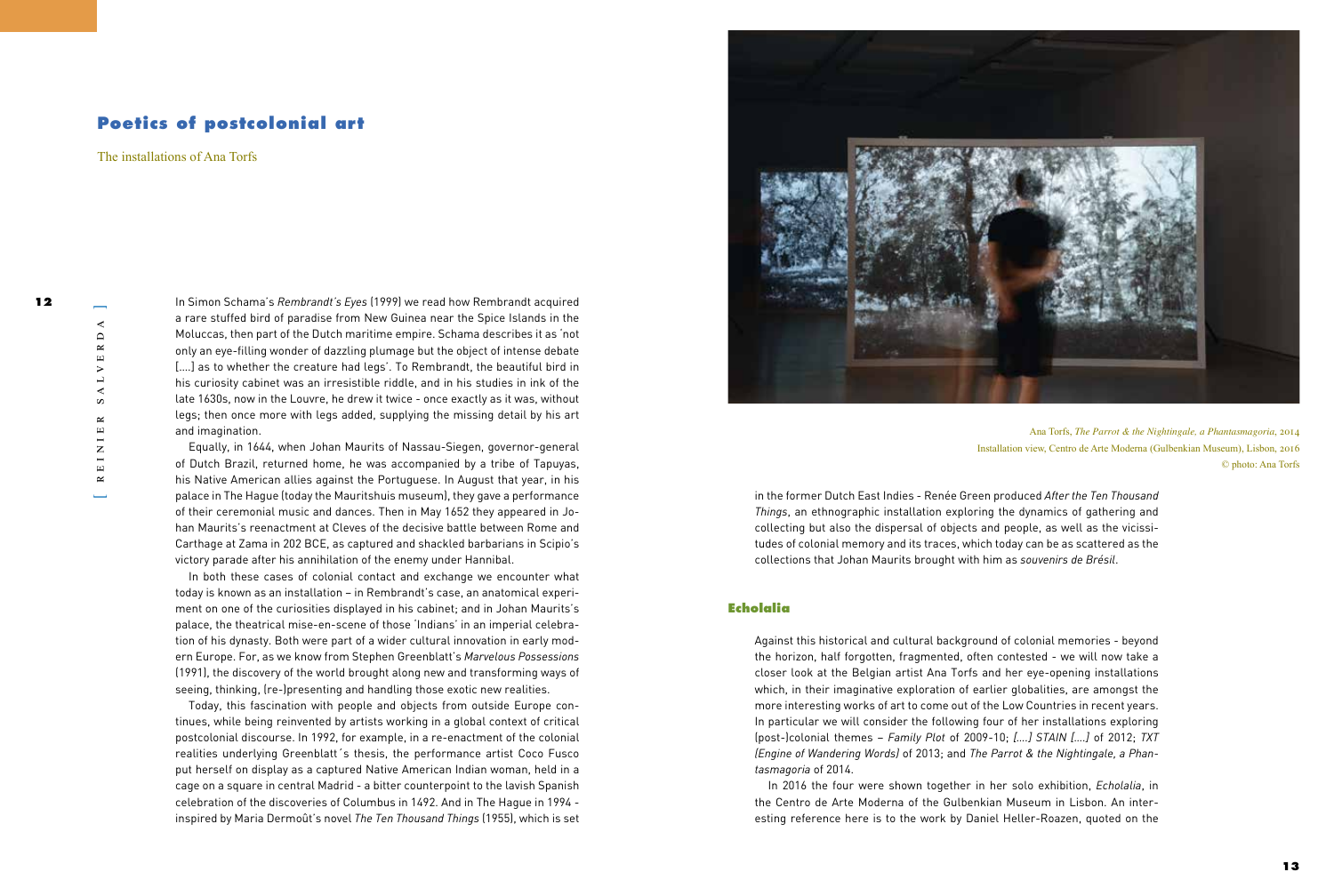# Poetics of postcolonial art

The installations of Ana Torfs

In Simon Schama's *Rembrandt's Eyes* (1999) we read how Rembrandt acquired a rare stuffed bird of paradise from New Guinea near the Spice Islands in the Moluccas, then part of the Dutch maritime empire. Schama describes it as 'not only an eye-filling wonder of dazzling plumage but the object of intense debate [....] as to whether the creature had legs'. To Rembrandt, the beautiful bird in his curiosity cabinet was an irresistible riddle, and in his studies in ink of the late 1630s, now in the Louvre, he drew it twice - once exactly as it was, without legs; then once more with legs added, supplying the missing detail by his art and imagination.

Equally, in 1644, when Johan Maurits of Nassau-Siegen, governor-general of Dutch Brazil, returned home, he was accompanied by a tribe of Tapuyas, his Native American allies against the Portuguese. In August that year, in his palace in The Hague (today the Mauritshuis museum), they gave a performance of their ceremonial music and dances. Then in May 1652 they appeared in Johan Maurits's reenactment at Cleves of the decisive battle between Rome and Carthage at Zama in 202 BCE, as captured and shackled barbarians in Scipio's victory parade after his annihilation of the enemy under Hannibal.

In both these cases of colonial contact and exchange we encounter what today is known as an installation – in Rembrandt's case, an anatomical experiment on one of the curiosities displayed in his cabinet; and in Johan Maurits's palace, the theatrical mise-en-scene of those 'Indians' in an imperial celebration of his dynasty. Both were part of a wider cultural innovation in early modern Europe. For, as we know from Stephen Greenblatt's *Marvelous Possessions* (1991), the discovery of the world brought along new and transforming ways of seeing, thinking, (re-)presenting and handling those exotic new realities.

Today, this fascination with people and objects from outside Europe continues, while being reinvented by artists working in a global context of critical postcolonial discourse. In 1992, for example, in a re-enactment of the colonial realities underlying Greenblatt's thesis, the performance artist Coco Fusco put herself on display as a captured Native American Indian woman, held in a cage on a square in central Madrid - a bitter counterpoint to the lavish Spanish celebration of the discoveries of Columbus in 1492. And in The Hague in 1994 - inspired by Maria Dermoût's novel *The Ten Thousand Things* (1955), which is set in the former Dutch East Indies - Renée Green produced *After the Ten Thousand Things*, an ethnographic installation exploring the dynamics of gathering and collecting but also the dispersal of objects and people, as well as the vicissitudes of colonial memory and its traces, which today can be as scattered as the collections that Johan Maurits brought with him as *souvenirs de Brésil*.

Ana Torfs, *The Parrot & the Nightingale, a Phantasmagoria*, 2014
Installation view, Centro de Arte Moderna (Gulbenkian Museum), Lisbon, 2016
© photo: Ana Torfs

## Echolalia

Against this historical and cultural background of colonial memories - beyond the horizon, half forgotten, fragmented, often contested - we will now take a closer look at the Belgian artist Ana Torfs and her eye-opening installations which, in their imaginative exploration of earlier globalities, are amongst the more interesting works of art to come out of the Low Countries in recent years. In particular we will consider the following four of her installations exploring (post-)colonial themes – *Family Plot* of 2009-10; *[....] STAIN [....]* of 2012; *TXT (Engine of Wandering Words)* of 2013; and *The Parrot & the Nightingale, a Phantasmagoria* of 2014.

In 2016 the four were shown together in her solo exhibition, *Echolalia*, in the Centro de Arte Moderna of the Gulbenkian Museum in Lisbon. An interesting reference here is to the work by Daniel Heller-Roazen, quoted on the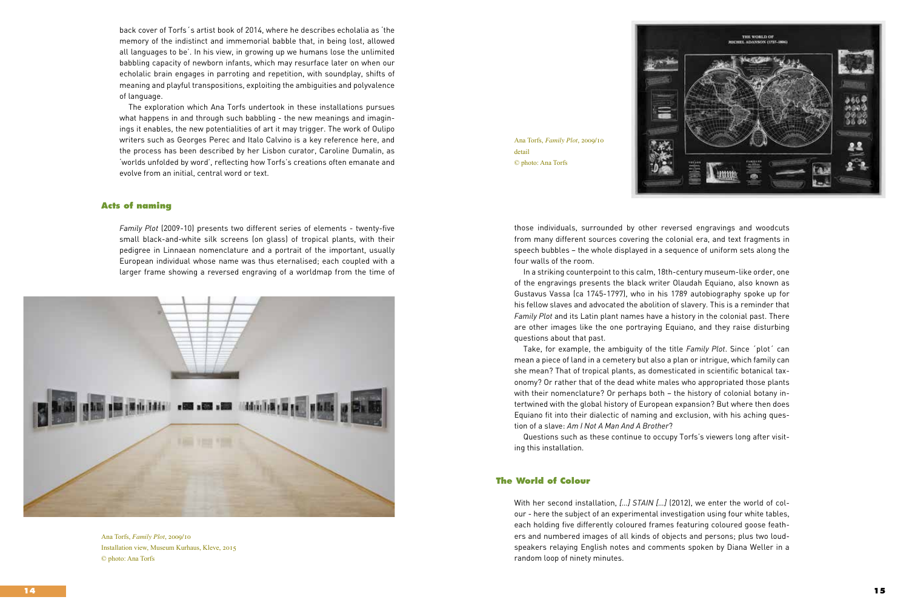back cover of Torfs´s artist book of 2014, where he describes echolalia as 'the memory of the indistinct and immemorial babble that, in being lost, allowed all languages to be'. In his view, in growing up we humans lose the unlimited babbling capacity of newborn infants, which may resurface later on when our echolalic brain engages in parroting and repetition, with soundplay, shifts of meaning and playful transpositions, exploiting the ambiguities and polyvalence of language.

The exploration which Ana Torfs undertook in these installations pursues what happens in and through such babbling - the new meanings and imaginings it enables, the new potentialities of art it may trigger. The work of Oulipo writers such as Georges Perec and Italo Calvino is a key reference here, and the process has been described by her Lisbon curator, Caroline Dumalin, as 'worlds unfolded by word', reflecting how Torfs's creations often emanate and evolve from an initial, central word or text.

## Acts of naming

*Family Plot* (2009-10) presents two different series of elements - twenty-five small black-and-white silk screens (on glass) of tropical plants, with their pedigree in Linnaean nomenclature and a portrait of the important, usually European individual whose name was thus eternalised; each coupled with a larger frame showing a reversed engraving of a worldmap from the time of those individuals, surrounded by other reversed engravings and woodcuts from many different sources covering the colonial era, and text fragments in speech bubbles – the whole displayed in a sequence of uniform sets along the four walls of the room.

Ana Torfs, *Family Plot*, 2009/10
Installation view, Museum Kurhaus, Kleve, 2015
© photo: Ana Torfs

Ana Torfs, *Family Plot*, 2009/10
detail
© photo: Ana Torfs

In a striking counterpoint to this calm, 18th-century museum-like order, one of the engravings presents the black writer Olaudah Equiano, also known as Gustavus Vassa (ca 1745-1797), who in his 1789 autobiography spoke up for his fellow slaves and advocated the abolition of slavery. This is a reminder that *Family Plot* and its Latin plant names have a history in the colonial past. There are other images like the one portraying Equiano, and they raise disturbing questions about that past.

Take, for example, the ambiguity of the title *Family Plot*. Since ´plot´ can mean a piece of land in a cemetery but also a plan or intrigue, which family can she mean? That of tropical plants, as domesticated in scientific botanical taxonomy? Or rather that of the dead white males who appropriated those plants with their nomenclature? Or perhaps both – the history of colonial botany intertwined with the global history of European expansion? But where then does Equiano fit into their dialectic of naming and exclusion, with his aching question of a slave: *Am I Not A Man And A Brother*?

Questions such as these continue to occupy Torfs's viewers long after visiting this installation.

## The World of Colour

With her second installation, *[...] STAIN [...]* (2012), we enter the world of colour - here the subject of an experimental investigation using four white tables, each holding five differently coloured frames featuring coloured goose feathers and numbered images of all kinds of objects and persons; plus two loudspeakers relaying English notes and comments spoken by Diana Weller in a random loop of ninety minutes.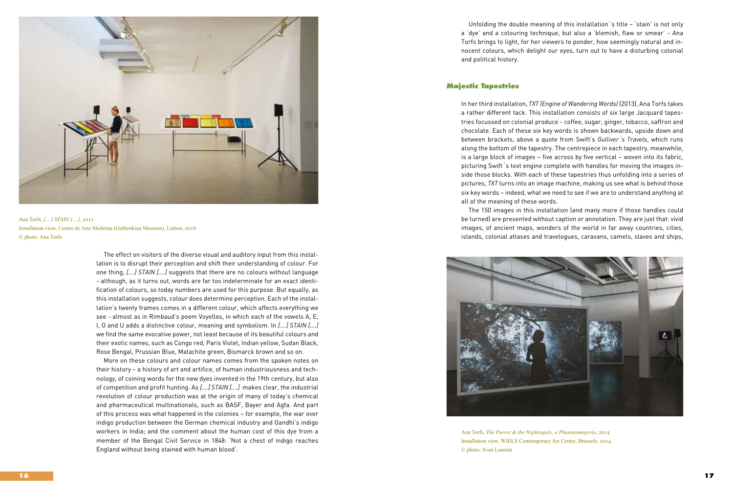Ana Torfs, *[…] STAIN […]*, 2012
Installation view, Centro de Arte Moderna (Gulbenkian Museum), Lisbon, 2016
© photo: Ana Torfs

The effect on visitors of the diverse visual and auditory input from this installation is to disrupt their perception and shift their understanding of colour. For one thing, *[....] STAIN [....]* suggests that there are no colours without language - although, as it turns out, words are far too indeterminate for an exact identification of colours, so today numbers are used for this purpose. But equally, as this installation suggests, colour does determine perception. Each of the installation's twenty frames comes in a different colour, which affects everything we see - almost as in Rimbaud's poem Voyelles, in which each of the vowels A, E, I, O and U adds a distinctive colour, meaning and symbolism. In *[....] STAIN [....]* we find the same evocative power, not least because of its beautiful colours and their exotic names, such as Congo red, Paris Violet, Indian yellow, Sudan Black, Rose Bengal, Prussian Blue, Malachite green, Bismarck brown and so on.

More on these colours and colour names comes from the spoken notes on their history – a history of art and artifice, of human industriousness and technology, of coining words for the new dyes invented in the 19th century, but also of competition and profit hunting. As *[....] STAIN [....]* makes clear, the industrial revolution of colour production was at the origin of many of today's chemical and pharmaceutical multinationals, such as BASF, Bayer and Agfa. And part of this process was what happened in the colonies – for example, the war over indigo production between the German chemical industry and Gandhi's indigo workers in India; and the comment about the human cost of this dye from a member of the Bengal Civil Service in 1848: 'Not a chest of indigo reaches England without being stained with human blood'.

Unfolding the double meaning of this installation´s title – 'stain' is not only a 'dye' and a colouring technique, but also a 'blemish, flaw or smear' - Ana Torfs brings to light, for her viewers to ponder, how seemingly natural and innocent colours, which delight our eyes, turn out to have a disturbing colonial and political history.

## Majestic Tapestries

In her third installation, *TXT (Engine of Wandering Words)* (2013), Ana Torfs takes a rather different tack. This installation consists of six large Jacquard tapestries focussed on colonial produce - coffee, sugar, ginger, tobacco, saffron and chocolate. Each of these six key words is shown backwards, upside down and between brackets, above a quote from Swift's *Gulliver´s Travels*, which runs along the bottom of the tapestry. The centrepiece in each tapestry, meanwhile, is a large block of images – five across by five vertical – woven into its fabric, picturing Swift´s text engine complete with handles for moving the images inside those blocks. With each of these tapestries thus unfolding into a series of pictures, *TXT* turns into an image machine, making us see what is behind those six key words – indeed, what we need to see if we are to understand anything at all of the meaning of these words.

The 150 images in this installation (and many more if those handles could be turned) are presented without caption or annotation. They are just that: vivid images, of ancient maps, wonders of the world in far away countries, cities, islands, colonial atlases and travelogues, caravans, camels, slaves and ships,

Ana Torfs, *The Parrot & the Nightingale, a Phantasmagoria*, 2014
Installation view, WIELS Contemporary Art Centre, Brussels, 2014
© photo: Sven Laurent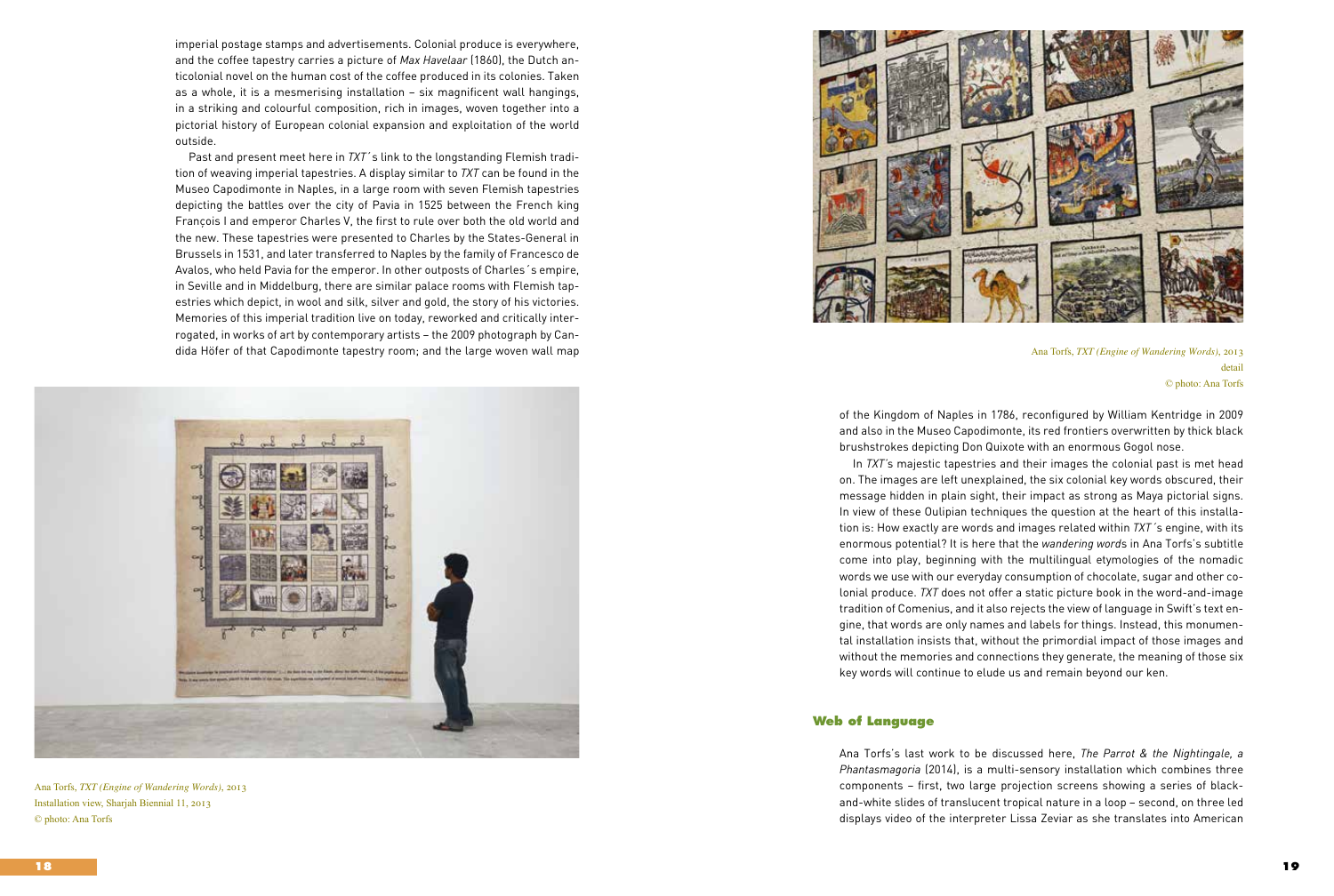imperial postage stamps and advertisements. Colonial produce is everywhere, and the coffee tapestry carries a picture of *Max Havelaar* (1860), the Dutch anticolonial novel on the human cost of the coffee produced in its colonies. Taken as a whole, it is a mesmerising installation – six magnificent wall hangings, in a striking and colourful composition, rich in images, woven together into a pictorial history of European colonial expansion and exploitation of the world outside.

Past and present meet here in *TXT*´s link to the longstanding Flemish tradition of weaving imperial tapestries. A display similar to *TXT* can be found in the Museo Capodimonte in Naples, in a large room with seven Flemish tapestries depicting the battles over the city of Pavia in 1525 between the French king François I and emperor Charles V, the first to rule over both the old world and the new. These tapestries were presented to Charles by the States-General in Brussels in 1531, and later transferred to Naples by the family of Francesco de Avalos, who held Pavia for the emperor. In other outposts of Charles´s empire, in Seville and in Middelburg, there are similar palace rooms with Flemish tapestries which depict, in wool and silk, silver and gold, the story of his victories. Memories of this imperial tradition live on today, reworked and critically interrogated, in works of art by contemporary artists – the 2009 photograph by Candida Höfer of that Capodimonte tapestry room; and the large woven wall map of the Kingdom of Naples in 1786, reconfigured by William Kentridge in 2009 and also in the Museo Capodimonte, its red frontiers overwritten by thick black brushstrokes depicting Don Quixote with an enormous Gogol nose.

Ana Torfs, *TXT (Engine of Wandering Words)*, 2013
Installation view, Sharjah Biennial 11, 2013
© photo: Ana Torfs

Ana Torfs, *TXT (Engine of Wandering Words)*, 2013
detail
© photo: Ana Torfs

In *TXT*´s majestic tapestries and their images the colonial past is met head on. The images are left unexplained, the six colonial key words obscured, their message hidden in plain sight, their impact as strong as Maya pictorial signs. In view of these Oulipian techniques the question at the heart of this installation is: How exactly are words and images related within *TXT*´s engine, with its enormous potential? It is here that the *wandering word*s in Ana Torfs's subtitle come into play, beginning with the multilingual etymologies of the nomadic words we use with our everyday consumption of chocolate, sugar and other colonial produce. *TXT* does not offer a static picture book in the word-and-image tradition of Comenius, and it also rejects the view of language in Swift's text engine, that words are only names and labels for things. Instead, this monumental installation insists that, without the primordial impact of those images and without the memories and connections they generate, the meaning of those six key words will continue to elude us and remain beyond our ken.

## Web of Language

Ana Torfs's last work to be discussed here, *The Parrot & the Nightingale, a Phantasmagoria* (2014), is a multi-sensory installation which combines three components – first, two large projection screens showing a series of black-and-white slides of translucent tropical nature in a loop – second, on three led displays video of the interpreter Lissa Zeviar as she translates into American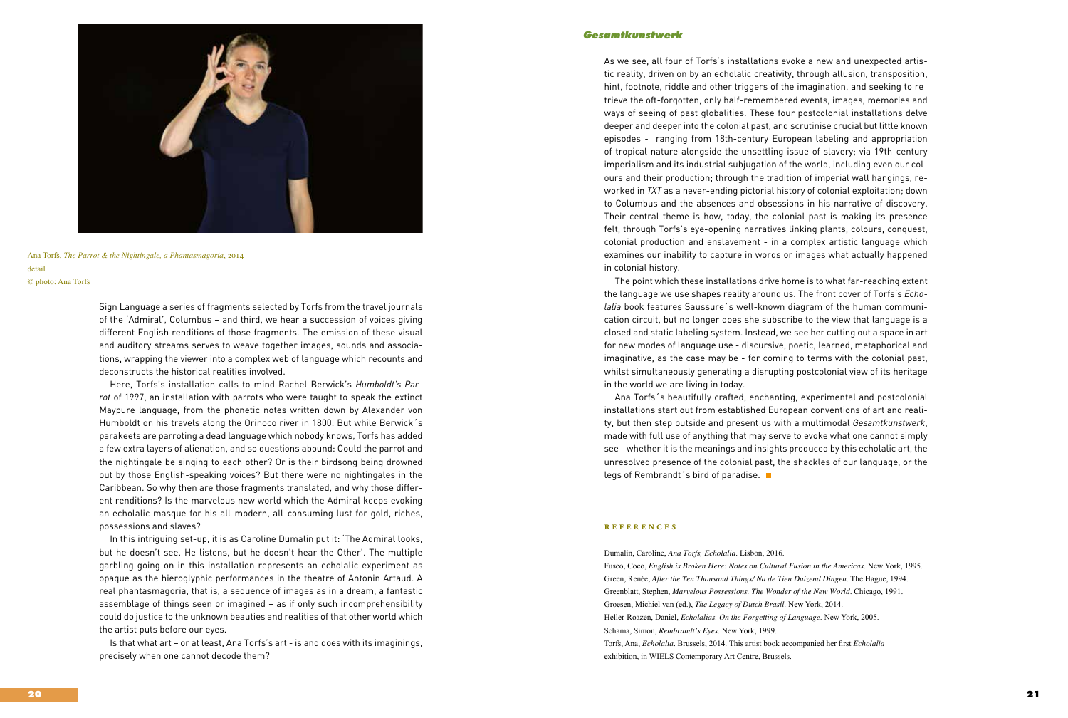Ana Torfs, *The Parrot & the Nightingale, a Phantasmagoria*, 2014
detail
© photo: Ana Torfs

Sign Language a series of fragments selected by Torfs from the travel journals of the 'Admiral', Columbus – and third, we hear a succession of voices giving different English renditions of those fragments. The emission of these visual and auditory streams serves to weave together images, sounds and associations, wrapping the viewer into a complex web of language which recounts and deconstructs the historical realities involved.

Here, Torfs's installation calls to mind Rachel Berwick's *Humboldt's Parrot* of 1997, an installation with parrots who were taught to speak the extinct Maypure language, from the phonetic notes written down by Alexander von Humboldt on his travels along the Orinoco river in 1800. But while Berwick´s parakeets are parroting a dead language which nobody knows, Torfs has added a few extra layers of alienation, and so questions abound: Could the parrot and the nightingale be singing to each other? Or is their birdsong being drowned out by those English-speaking voices? But there were no nightingales in the Caribbean. So why then are those fragments translated, and why those different renditions? Is the marvelous new world which the Admiral keeps evoking an echolalic masque for his all-modern, all-consuming lust for gold, riches, possessions and slaves?

In this intriguing set-up, it is as Caroline Dumalin put it: 'The Admiral looks, but he doesn't see. He listens, but he doesn't hear the Other'. The multiple garbling going on in this installation represents an echolalic experiment as opaque as the hieroglyphic performances in the theatre of Antonin Artaud. A real phantasmagoria, that is, a sequence of images as in a dream, a fantastic assemblage of things seen or imagined – as if only such incomprehensibility could do justice to the unknown beauties and realities of that other world which the artist puts before our eyes.

Is that what art – or at least, Ana Torfs's art - is and does with its imaginings, precisely when one cannot decode them?

## *Gesamtkunstwerk*

As we see, all four of Torfs's installations evoke a new and unexpected artistic reality, driven on by an echolalic creativity, through allusion, transposition, hint, footnote, riddle and other triggers of the imagination, and seeking to retrieve the oft-forgotten, only half-remembered events, images, memories and ways of seeing of past globalities. These four postcolonial installations delve deeper and deeper into the colonial past, and scrutinise crucial but little known episodes - ranging from 18th-century European labeling and appropriation of tropical nature alongside the unsettling issue of slavery; via 19th-century imperialism and its industrial subjugation of the world, including even our colours and their production; through the tradition of imperial wall hangings, reworked in *TXT* as a never-ending pictorial history of colonial exploitation; down to Columbus and the absences and obsessions in his narrative of discovery. Their central theme is how, today, the colonial past is making its presence felt, through Torfs's eye-opening narratives linking plants, colours, conquest, colonial production and enslavement - in a complex artistic language which examines our inability to capture in words or images what actually happened in colonial history.

The point which these installations drive home is to what far-reaching extent the language we use shapes reality around us. The front cover of Torfs's *Echolalia* book features Saussure´s well-known diagram of the human communication circuit, but no longer does she subscribe to the view that language is a closed and static labeling system. Instead, we see her cutting out a space in art for new modes of language use - discursive, poetic, learned, metaphorical and imaginative, as the case may be - for coming to terms with the colonial past, whilst simultaneously generating a disrupting postcolonial view of its heritage in the world we are living in today.

Ana Torfs´s beautifully crafted, enchanting, experimental and postcolonial installations start out from established European conventions of art and reality, but then step outside and present us with a multimodal *Gesamtkunstwerk*, made with full use of anything that may serve to evoke what one cannot simply see - whether it is the meanings and insights produced by this echolalic art, the unresolved presence of the colonial past, the shackles of our language, or the legs of Rembrandt´s bird of paradise. ■

### REFERENCES

Dumalin, Caroline, *Ana Torfs, Echolalia*. Lisbon, 2016.

Fusco, Coco, *English is Broken Here: Notes on Cultural Fusion in the Americas*. New York, 1995.

Green, Renée, *After the Ten Thousand Things/ Na de Tien Duizend Dingen*. The Hague, 1994.

Greenblatt, Stephen, *Marvelous Possessions. The Wonder of the New World*. Chicago, 1991.

Groesen, Michiel van (ed.), *The Legacy of Dutch Brasil*. New York, 2014.

Heller-Roazen, Daniel, *Echolalias. On the Forgetting of Language*. New York, 2005.

Schama, Simon, *Rembrandt's Eyes*. New York, 1999.

Torfs, Ana, *Echolalia*. Brussels, 2014. This artist book accompanied her first *Echolalia* exhibition, in WIELS Contemporary Art Centre, Brussels.